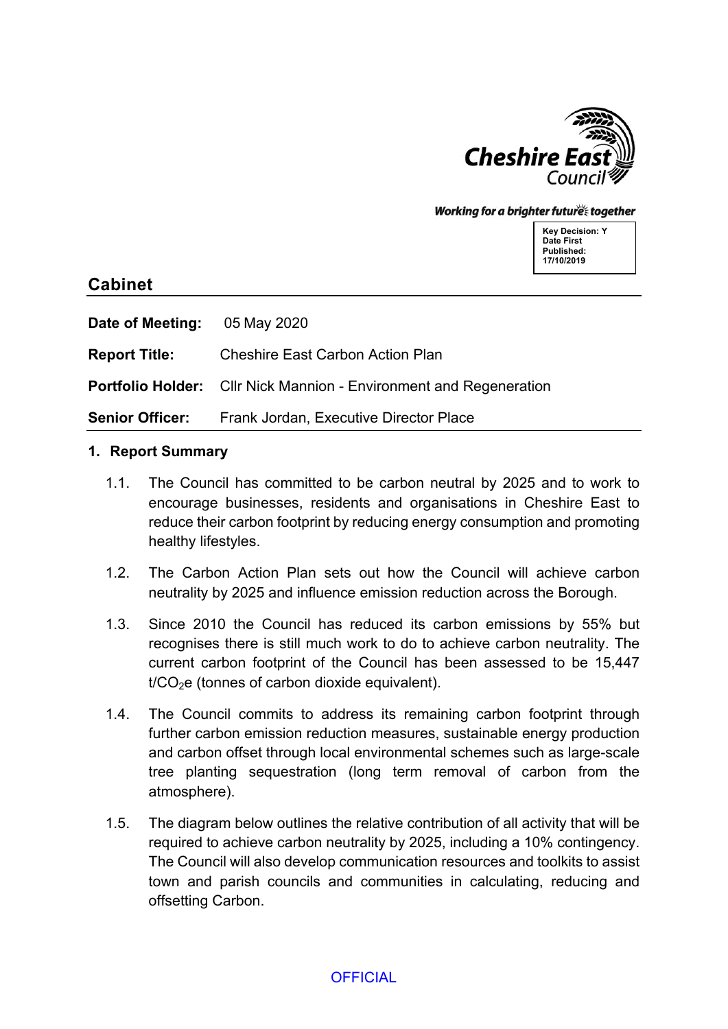Cheshire East Council

*Working for a brighter future together*

**Key Decision: Y**
**Date First Published: 17/10/2019**

## Cabinet

**Date of Meeting:** 05 May 2020

**Report Title:** Cheshire East Carbon Action Plan

**Portfolio Holder:** Cllr Nick Mannion - Environment and Regeneration

**Senior Officer:** Frank Jordan, Executive Director Place

### 1. Report Summary

1.1. The Council has committed to be carbon neutral by 2025 and to work to encourage businesses, residents and organisations in Cheshire East to reduce their carbon footprint by reducing energy consumption and promoting healthy lifestyles.

1.2. The Carbon Action Plan sets out how the Council will achieve carbon neutrality by 2025 and influence emission reduction across the Borough.

1.3. Since 2010 the Council has reduced its carbon emissions by 55% but recognises there is still much work to do to achieve carbon neutrality. The current carbon footprint of the Council has been assessed to be 15,447 t/$CO_2$e (tonnes of carbon dioxide equivalent).

1.4. The Council commits to address its remaining carbon footprint through further carbon emission reduction measures, sustainable energy production and carbon offset through local environmental schemes such as large-scale tree planting sequestration (long term removal of carbon from the atmosphere).

1.5. The diagram below outlines the relative contribution of all activity that will be required to achieve carbon neutrality by 2025, including a 10% contingency. The Council will also develop communication resources and toolkits to assist town and parish councils and communities in calculating, reducing and offsetting Carbon.

OFFICIAL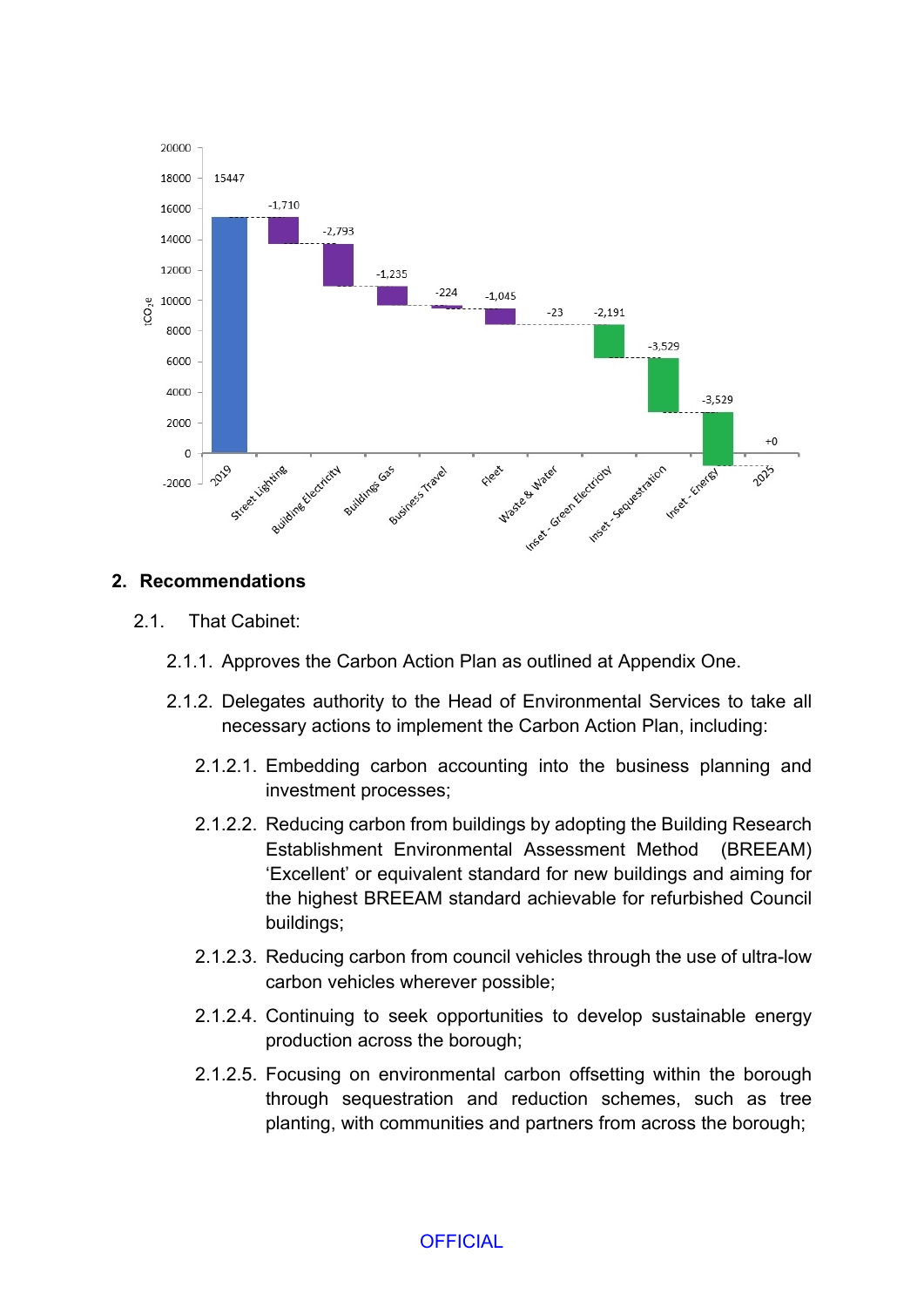## 2. Recommendations

2.1. That Cabinet:

2.1.1. Approves the Carbon Action Plan as outlined at Appendix One.

2.1.2. Delegates authority to the Head of Environmental Services to take all necessary actions to implement the Carbon Action Plan, including:

2.1.2.1. Embedding carbon accounting into the business planning and investment processes;

2.1.2.2. Reducing carbon from buildings by adopting the Building Research Establishment Environmental Assessment Method (BREEAM) 'Excellent' or equivalent standard for new buildings and aiming for the highest BREEAM standard achievable for refurbished Council buildings;

2.1.2.3. Reducing carbon from council vehicles through the use of ultra-low carbon vehicles wherever possible;

2.1.2.4. Continuing to seek opportunities to develop sustainable energy production across the borough;

2.1.2.5. Focusing on environmental carbon offsetting within the borough through sequestration and reduction schemes, such as tree planting, with communities and partners from across the borough;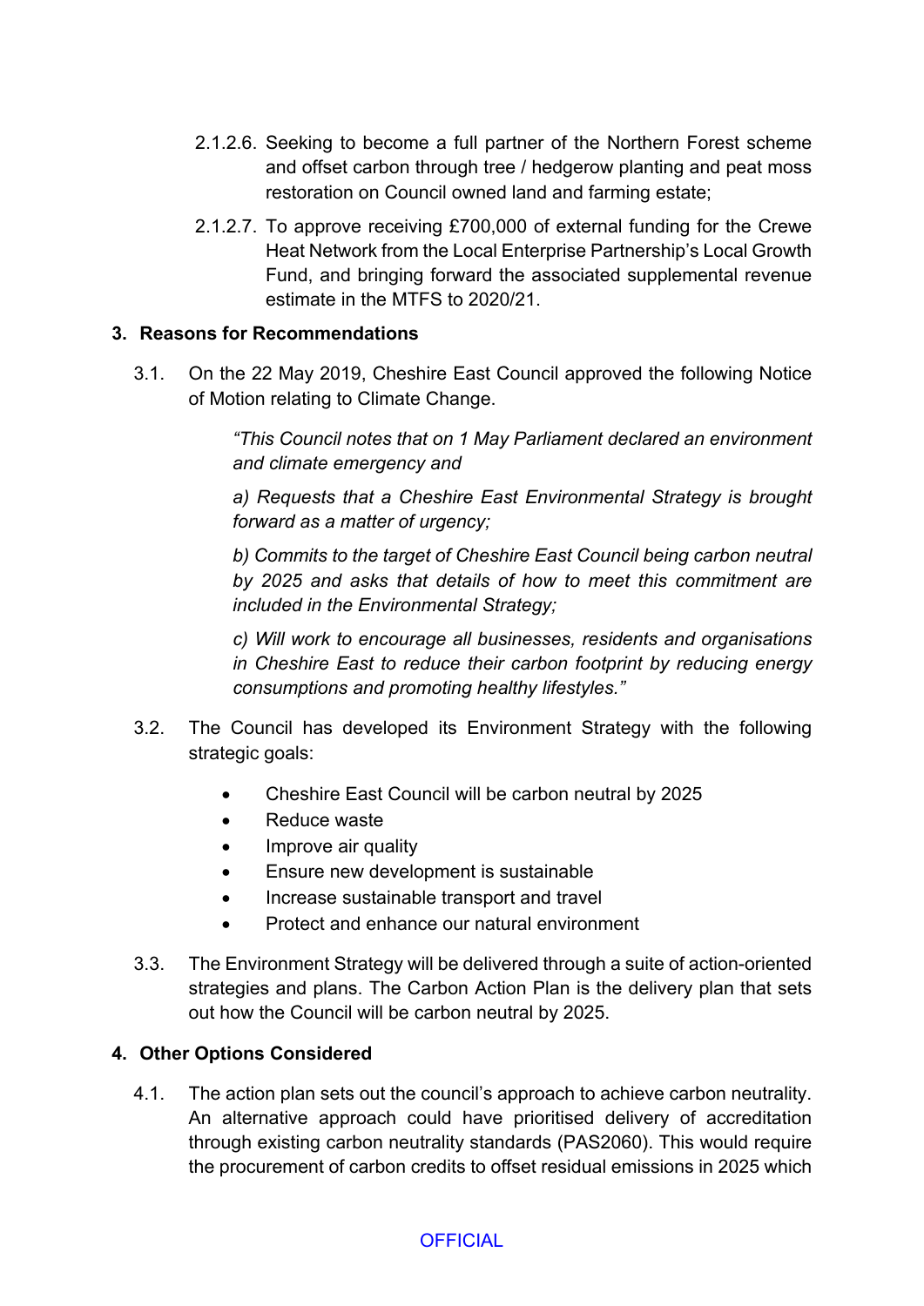2.1.2.6. Seeking to become a full partner of the Northern Forest scheme and offset carbon through tree / hedgerow planting and peat moss restoration on Council owned land and farming estate;

2.1.2.7. To approve receiving £700,000 of external funding for the Crewe Heat Network from the Local Enterprise Partnership's Local Growth Fund, and bringing forward the associated supplemental revenue estimate in the MTFS to 2020/21.

## 3. Reasons for Recommendations

3.1. On the 22 May 2019, Cheshire East Council approved the following Notice of Motion relating to Climate Change.

> *"This Council notes that on 1 May Parliament declared an environment and climate emergency and*
>
> *a) Requests that a Cheshire East Environmental Strategy is brought forward as a matter of urgency;*
>
> *b) Commits to the target of Cheshire East Council being carbon neutral by 2025 and asks that details of how to meet this commitment are included in the Environmental Strategy;*
>
> *c) Will work to encourage all businesses, residents and organisations in Cheshire East to reduce their carbon footprint by reducing energy consumptions and promoting healthy lifestyles."*

3.2. The Council has developed its Environment Strategy with the following strategic goals:

- Cheshire East Council will be carbon neutral by 2025
- Reduce waste
- Improve air quality
- Ensure new development is sustainable
- Increase sustainable transport and travel
- Protect and enhance our natural environment

3.3. The Environment Strategy will be delivered through a suite of action-oriented strategies and plans. The Carbon Action Plan is the delivery plan that sets out how the Council will be carbon neutral by 2025.

## 4. Other Options Considered

4.1. The action plan sets out the council's approach to achieve carbon neutrality. An alternative approach could have prioritised delivery of accreditation through existing carbon neutrality standards (PAS2060). This would require the procurement of carbon credits to offset residual emissions in 2025 which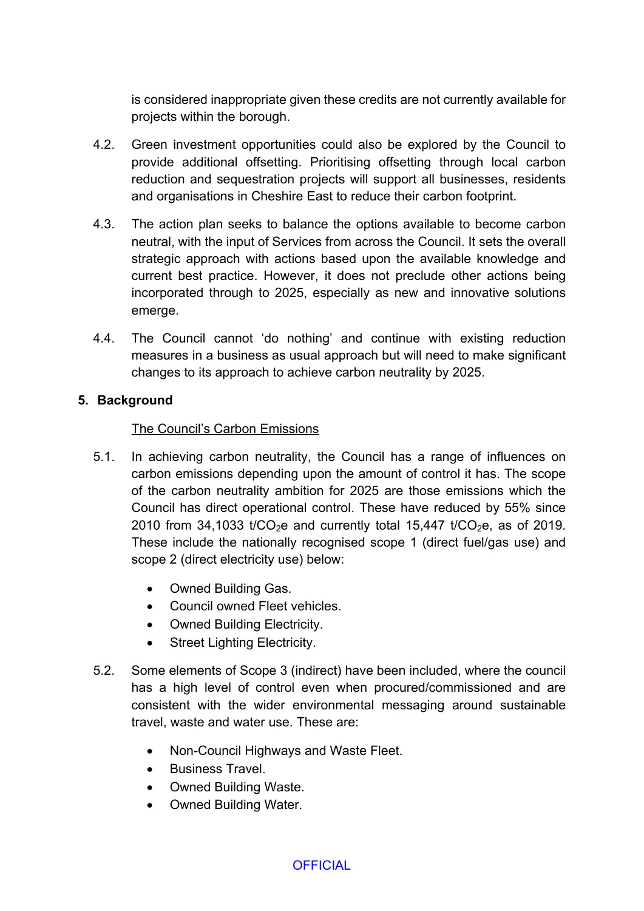is considered inappropriate given these credits are not currently available for projects within the borough.

4.2. Green investment opportunities could also be explored by the Council to provide additional offsetting. Prioritising offsetting through local carbon reduction and sequestration projects will support all businesses, residents and organisations in Cheshire East to reduce their carbon footprint.

4.3. The action plan seeks to balance the options available to become carbon neutral, with the input of Services from across the Council. It sets the overall strategic approach with actions based upon the available knowledge and current best practice. However, it does not preclude other actions being incorporated through to 2025, especially as new and innovative solutions emerge.

4.4. The Council cannot 'do nothing' and continue with existing reduction measures in a business as usual approach but will need to make significant changes to its approach to achieve carbon neutrality by 2025.

## 5. Background

The Council's Carbon Emissions

5.1. In achieving carbon neutrality, the Council has a range of influences on carbon emissions depending upon the amount of control it has. The scope of the carbon neutrality ambition for 2025 are those emissions which the Council has direct operational control. These have reduced by 55% since 2010 from 34,1033 t/$CO_2$e and currently total 15,447 t/$CO_2$e, as of 2019. These include the nationally recognised scope 1 (direct fuel/gas use) and scope 2 (direct electricity use) below:

- Owned Building Gas.
- Council owned Fleet vehicles.
- Owned Building Electricity.
- Street Lighting Electricity.

5.2. Some elements of Scope 3 (indirect) have been included, where the council has a high level of control even when procured/commissioned and are consistent with the wider environmental messaging around sustainable travel, waste and water use. These are:

- Non-Council Highways and Waste Fleet.
- Business Travel.
- Owned Building Waste.
- Owned Building Water.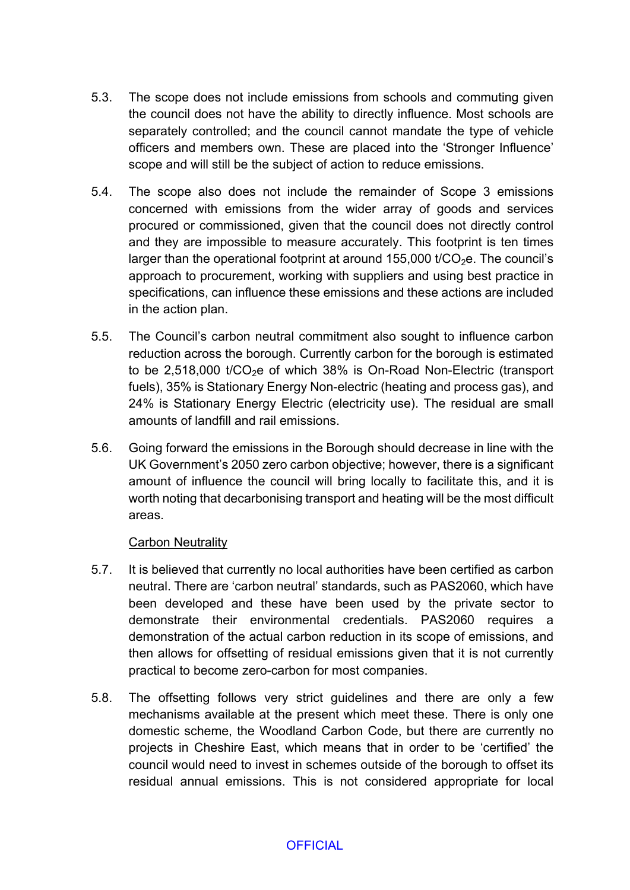5.3. The scope does not include emissions from schools and commuting given the council does not have the ability to directly influence. Most schools are separately controlled; and the council cannot mandate the type of vehicle officers and members own. These are placed into the 'Stronger Influence' scope and will still be the subject of action to reduce emissions.

5.4. The scope also does not include the remainder of Scope 3 emissions concerned with emissions from the wider array of goods and services procured or commissioned, given that the council does not directly control and they are impossible to measure accurately. This footprint is ten times larger than the operational footprint at around 155,000 t/$CO_2$e. The council's approach to procurement, working with suppliers and using best practice in specifications, can influence these emissions and these actions are included in the action plan.

5.5. The Council's carbon neutral commitment also sought to influence carbon reduction across the borough. Currently carbon for the borough is estimated to be 2,518,000 t/$CO_2$e of which 38% is On-Road Non-Electric (transport fuels), 35% is Stationary Energy Non-electric (heating and process gas), and 24% is Stationary Energy Electric (electricity use). The residual are small amounts of landfill and rail emissions.

5.6. Going forward the emissions in the Borough should decrease in line with the UK Government's 2050 zero carbon objective; however, there is a significant amount of influence the council will bring locally to facilitate this, and it is worth noting that decarbonising transport and heating will be the most difficult areas.

Carbon Neutrality

5.7. It is believed that currently no local authorities have been certified as carbon neutral. There are 'carbon neutral' standards, such as PAS2060, which have been developed and these have been used by the private sector to demonstrate their environmental credentials. PAS2060 requires a demonstration of the actual carbon reduction in its scope of emissions, and then allows for offsetting of residual emissions given that it is not currently practical to become zero-carbon for most companies.

5.8. The offsetting follows very strict guidelines and there are only a few mechanisms available at the present which meet these. There is only one domestic scheme, the Woodland Carbon Code, but there are currently no projects in Cheshire East, which means that in order to be 'certified' the council would need to invest in schemes outside of the borough to offset its residual annual emissions. This is not considered appropriate for local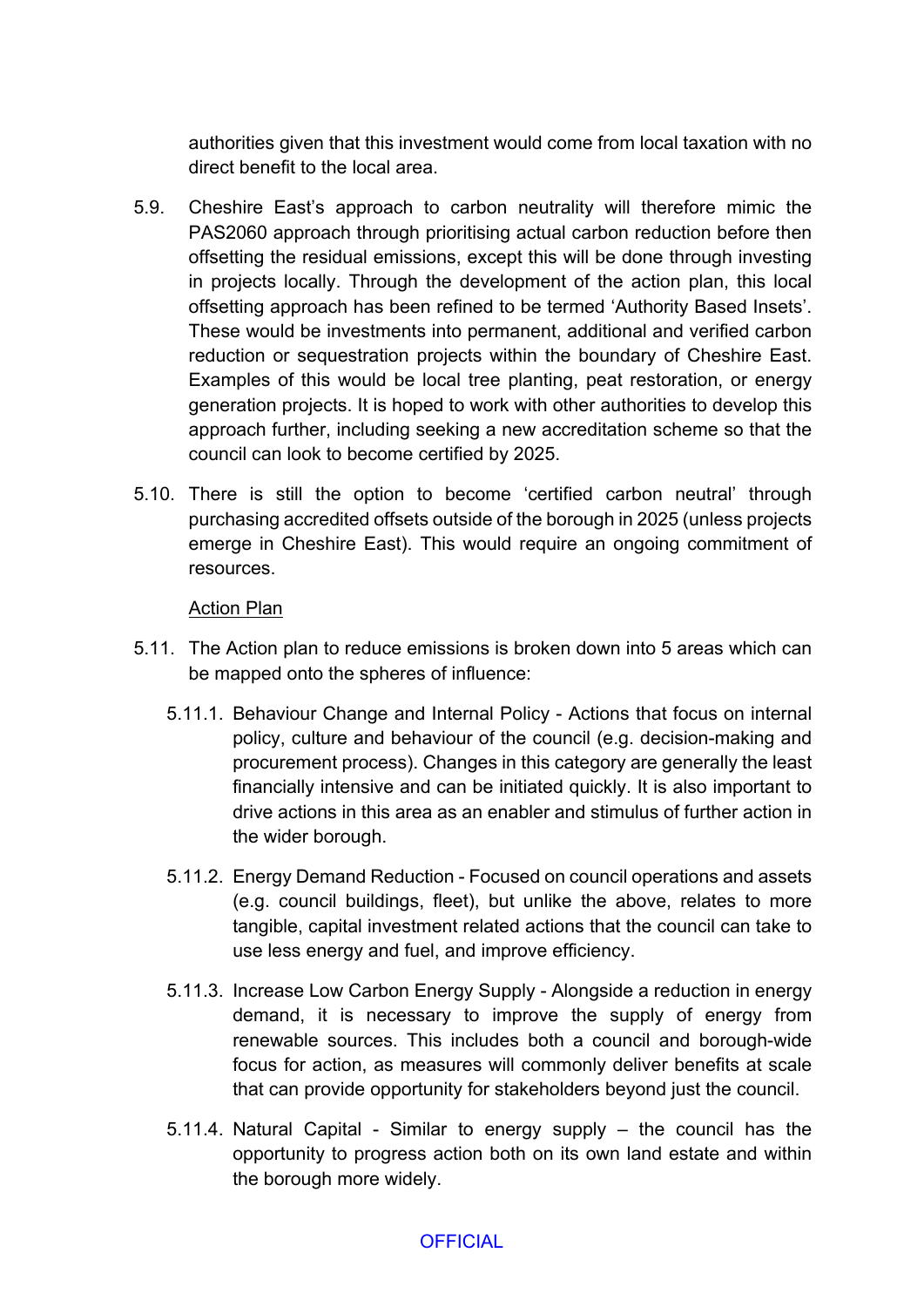authorities given that this investment would come from local taxation with no direct benefit to the local area.

5.9. Cheshire East's approach to carbon neutrality will therefore mimic the PAS2060 approach through prioritising actual carbon reduction before then offsetting the residual emissions, except this will be done through investing in projects locally. Through the development of the action plan, this local offsetting approach has been refined to be termed 'Authority Based Insets'. These would be investments into permanent, additional and verified carbon reduction or sequestration projects within the boundary of Cheshire East. Examples of this would be local tree planting, peat restoration, or energy generation projects. It is hoped to work with other authorities to develop this approach further, including seeking a new accreditation scheme so that the council can look to become certified by 2025.

5.10. There is still the option to become 'certified carbon neutral' through purchasing accredited offsets outside of the borough in 2025 (unless projects emerge in Cheshire East). This would require an ongoing commitment of resources.

<u>Action Plan</u>

5.11. The Action plan to reduce emissions is broken down into 5 areas which can be mapped onto the spheres of influence:

5.11.1. Behaviour Change and Internal Policy - Actions that focus on internal policy, culture and behaviour of the council (e.g. decision-making and procurement process). Changes in this category are generally the least financially intensive and can be initiated quickly. It is also important to drive actions in this area as an enabler and stimulus of further action in the wider borough.

5.11.2. Energy Demand Reduction - Focused on council operations and assets (e.g. council buildings, fleet), but unlike the above, relates to more tangible, capital investment related actions that the council can take to use less energy and fuel, and improve efficiency.

5.11.3. Increase Low Carbon Energy Supply - Alongside a reduction in energy demand, it is necessary to improve the supply of energy from renewable sources. This includes both a council and borough-wide focus for action, as measures will commonly deliver benefits at scale that can provide opportunity for stakeholders beyond just the council.

5.11.4. Natural Capital - Similar to energy supply – the council has the opportunity to progress action both on its own land estate and within the borough more widely.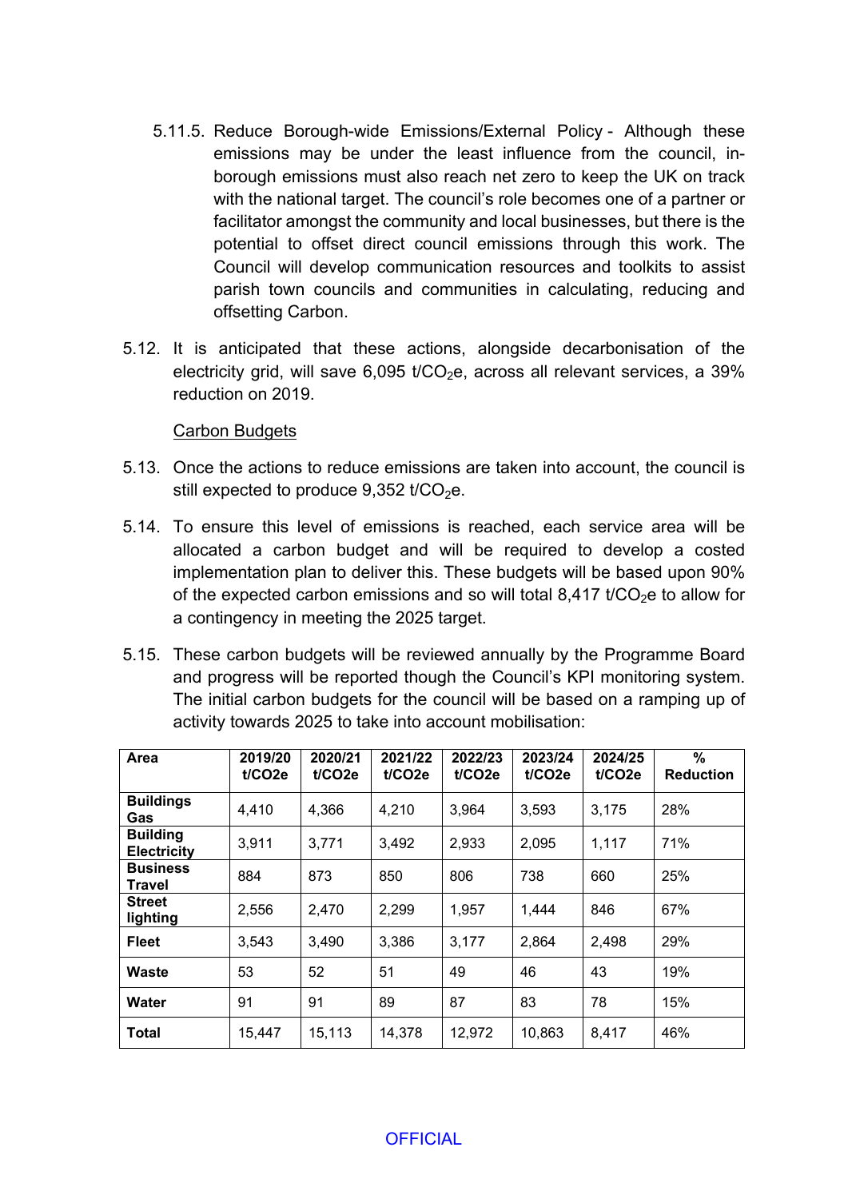5.11.5. Reduce Borough-wide Emissions/External Policy - Although these emissions may be under the least influence from the council, in-borough emissions must also reach net zero to keep the UK on track with the national target. The council's role becomes one of a partner or facilitator amongst the community and local businesses, but there is the potential to offset direct council emissions through this work. The Council will develop communication resources and toolkits to assist parish town councils and communities in calculating, reducing and offsetting Carbon.

5.12. It is anticipated that these actions, alongside decarbonisation of the electricity grid, will save 6,095 t/$CO_2$e, across all relevant services, a 39% reduction on 2019.

Carbon Budgets

5.13. Once the actions to reduce emissions are taken into account, the council is still expected to produce 9,352 t/$CO_2$e.

5.14. To ensure this level of emissions is reached, each service area will be allocated a carbon budget and will be required to develop a costed implementation plan to deliver this. These budgets will be based upon 90% of the expected carbon emissions and so will total 8,417 t/$CO_2$e to allow for a contingency in meeting the 2025 target.

5.15. These carbon budgets will be reviewed annually by the Programme Board and progress will be reported though the Council's KPI monitoring system. The initial carbon budgets for the council will be based on a ramping up of activity towards 2025 to take into account mobilisation:

| Area | 2019/20 t/CO2e | 2020/21 t/CO2e | 2021/22 t/CO2e | 2022/23 t/CO2e | 2023/24 t/CO2e | 2024/25 t/CO2e | % Reduction |
|---|---|---|---|---|---|---|---|
| **Buildings Gas** | 4,410 | 4,366 | 4,210 | 3,964 | 3,593 | 3,175 | 28% |
| **Building Electricity** | 3,911 | 3,771 | 3,492 | 2,933 | 2,095 | 1,117 | 71% |
| **Business Travel** | 884 | 873 | 850 | 806 | 738 | 660 | 25% |
| **Street lighting** | 2,556 | 2,470 | 2,299 | 1,957 | 1,444 | 846 | 67% |
| **Fleet** | 3,543 | 3,490 | 3,386 | 3,177 | 2,864 | 2,498 | 29% |
| **Waste** | 53 | 52 | 51 | 49 | 46 | 43 | 19% |
| **Water** | 91 | 91 | 89 | 87 | 83 | 78 | 15% |
| **Total** | 15,447 | 15,113 | 14,378 | 12,972 | 10,863 | 8,417 | 46% |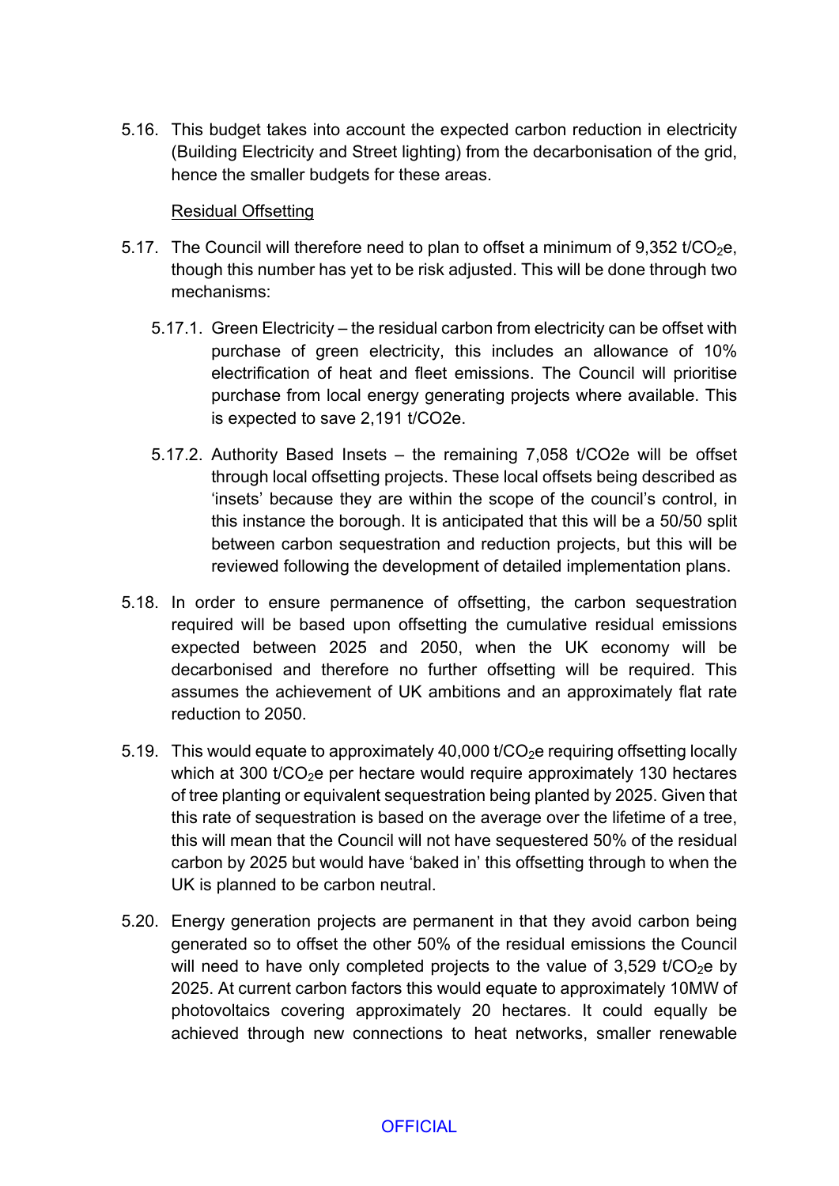5.16. This budget takes into account the expected carbon reduction in electricity (Building Electricity and Street lighting) from the decarbonisation of the grid, hence the smaller budgets for these areas.

Residual Offsetting

5.17. The Council will therefore need to plan to offset a minimum of 9,352 t/$CO_2$e, though this number has yet to be risk adjusted. This will be done through two mechanisms:

5.17.1. Green Electricity – the residual carbon from electricity can be offset with purchase of green electricity, this includes an allowance of 10% electrification of heat and fleet emissions. The Council will prioritise purchase from local energy generating projects where available. This is expected to save 2,191 t/CO2e.

5.17.2. Authority Based Insets – the remaining 7,058 t/CO2e will be offset through local offsetting projects. These local offsets being described as 'insets' because they are within the scope of the council's control, in this instance the borough. It is anticipated that this will be a 50/50 split between carbon sequestration and reduction projects, but this will be reviewed following the development of detailed implementation plans.

5.18. In order to ensure permanence of offsetting, the carbon sequestration required will be based upon offsetting the cumulative residual emissions expected between 2025 and 2050, when the UK economy will be decarbonised and therefore no further offsetting will be required. This assumes the achievement of UK ambitions and an approximately flat rate reduction to 2050.

5.19. This would equate to approximately 40,000 t/$CO_2$e requiring offsetting locally which at 300 t/$CO_2$e per hectare would require approximately 130 hectares of tree planting or equivalent sequestration being planted by 2025. Given that this rate of sequestration is based on the average over the lifetime of a tree, this will mean that the Council will not have sequestered 50% of the residual carbon by 2025 but would have 'baked in' this offsetting through to when the UK is planned to be carbon neutral.

5.20. Energy generation projects are permanent in that they avoid carbon being generated so to offset the other 50% of the residual emissions the Council will need to have only completed projects to the value of 3,529 t/$CO_2$e by 2025. At current carbon factors this would equate to approximately 10MW of photovoltaics covering approximately 20 hectares. It could equally be achieved through new connections to heat networks, smaller renewable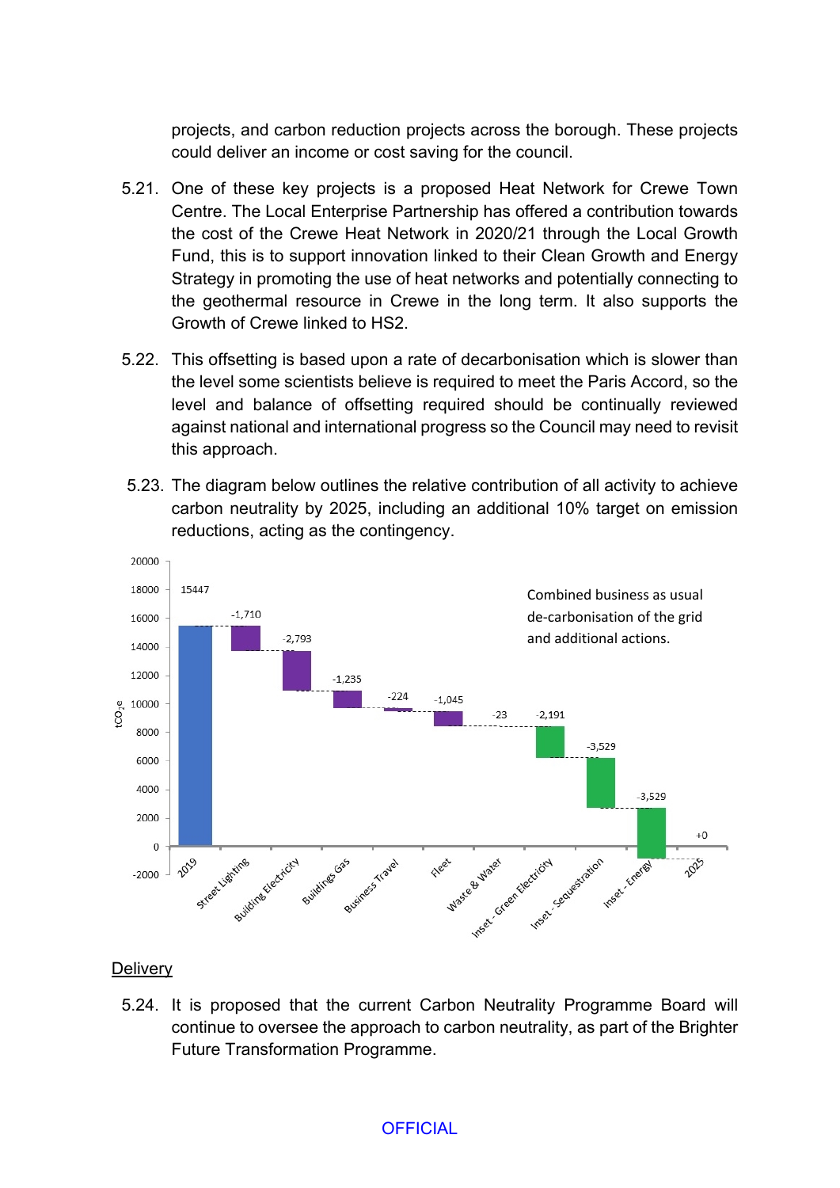projects, and carbon reduction projects across the borough. These projects could deliver an income or cost saving for the council.

5.21. One of these key projects is a proposed Heat Network for Crewe Town Centre. The Local Enterprise Partnership has offered a contribution towards the cost of the Crewe Heat Network in 2020/21 through the Local Growth Fund, this is to support innovation linked to their Clean Growth and Energy Strategy in promoting the use of heat networks and potentially connecting to the geothermal resource in Crewe in the long term. It also supports the Growth of Crewe linked to HS2.

5.22. This offsetting is based upon a rate of decarbonisation which is slower than the level some scientists believe is required to meet the Paris Accord, so the level and balance of offsetting required should be continually reviewed against national and international progress so the Council may need to revisit this approach.

5.23. The diagram below outlines the relative contribution of all activity to achieve carbon neutrality by 2025, including an additional 10% target on emission reductions, acting as the contingency.

Combined business as usual de-carbonisation of the grid and additional actions.

| Category | $tCO_2e$ |
|---|---|
| 2019 | 15447 |
| Street Lighting | -1,710 |
| Building Electricity | -2,793 |
| Buildings Gas | -1,235 |
| Business Travel | -224 |
| Fleet | -1,045 |
| Waste & Water | -23 |
| Inset - Green Electricity | -2,191 |
| Inset - Sequestration | -3,529 |
| Inset - Energy | -3,529 |
| 2025 | +0 |

## Delivery

5.24. It is proposed that the current Carbon Neutrality Programme Board will continue to oversee the approach to carbon neutrality, as part of the Brighter Future Transformation Programme.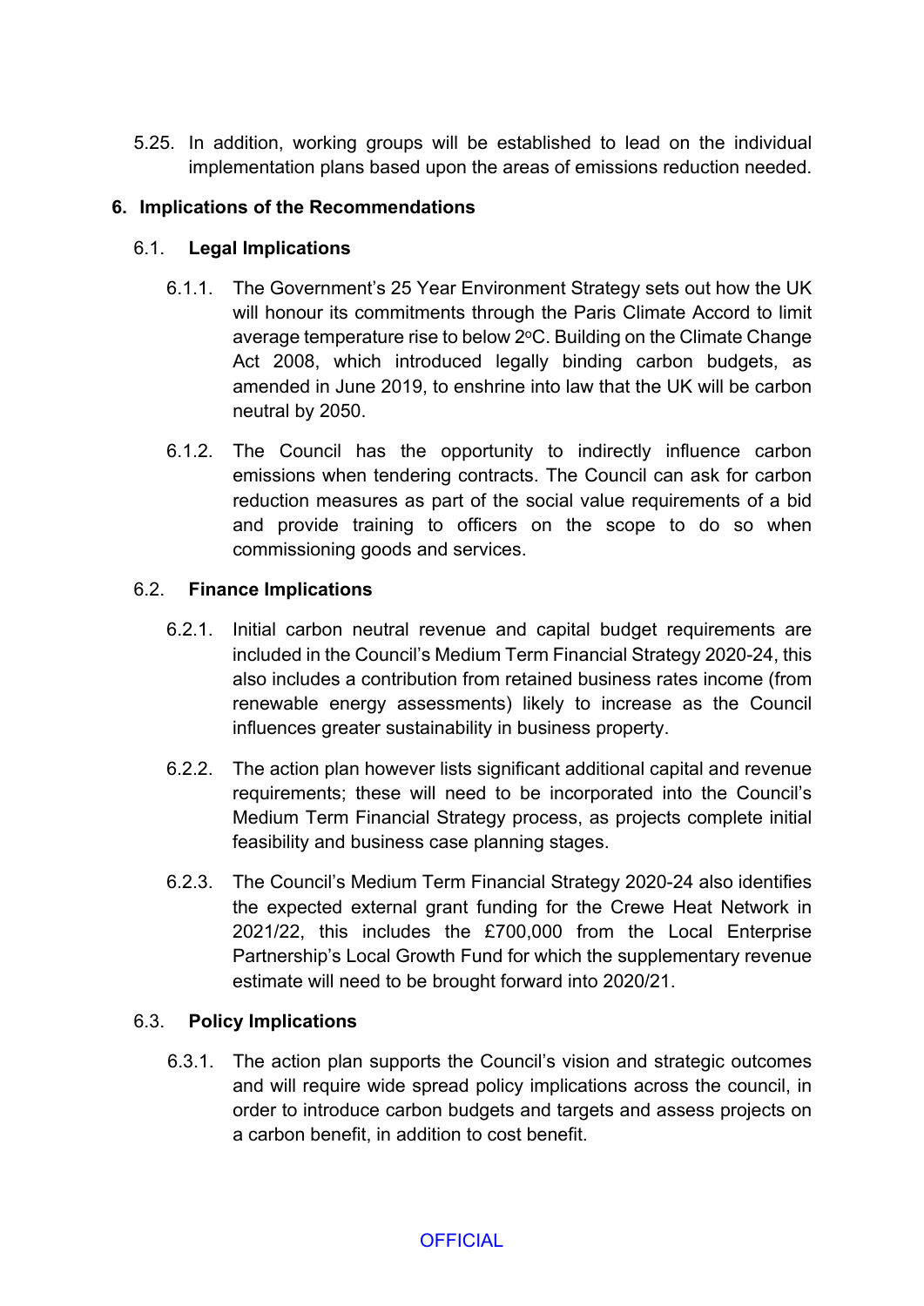5.25. In addition, working groups will be established to lead on the individual implementation plans based upon the areas of emissions reduction needed.

## 6. Implications of the Recommendations

### 6.1. Legal Implications

6.1.1. The Government's 25 Year Environment Strategy sets out how the UK will honour its commitments through the Paris Climate Accord to limit average temperature rise to below 2$^{o}$C. Building on the Climate Change Act 2008, which introduced legally binding carbon budgets, as amended in June 2019, to enshrine into law that the UK will be carbon neutral by 2050.

6.1.2. The Council has the opportunity to indirectly influence carbon emissions when tendering contracts. The Council can ask for carbon reduction measures as part of the social value requirements of a bid and provide training to officers on the scope to do so when commissioning goods and services.

### 6.2. Finance Implications

6.2.1. Initial carbon neutral revenue and capital budget requirements are included in the Council's Medium Term Financial Strategy 2020-24, this also includes a contribution from retained business rates income (from renewable energy assessments) likely to increase as the Council influences greater sustainability in business property.

6.2.2. The action plan however lists significant additional capital and revenue requirements; these will need to be incorporated into the Council's Medium Term Financial Strategy process, as projects complete initial feasibility and business case planning stages.

6.2.3. The Council's Medium Term Financial Strategy 2020-24 also identifies the expected external grant funding for the Crewe Heat Network in 2021/22, this includes the £700,000 from the Local Enterprise Partnership's Local Growth Fund for which the supplementary revenue estimate will need to be brought forward into 2020/21.

### 6.3. Policy Implications

6.3.1. The action plan supports the Council's vision and strategic outcomes and will require wide spread policy implications across the council, in order to introduce carbon budgets and targets and assess projects on a carbon benefit, in addition to cost benefit.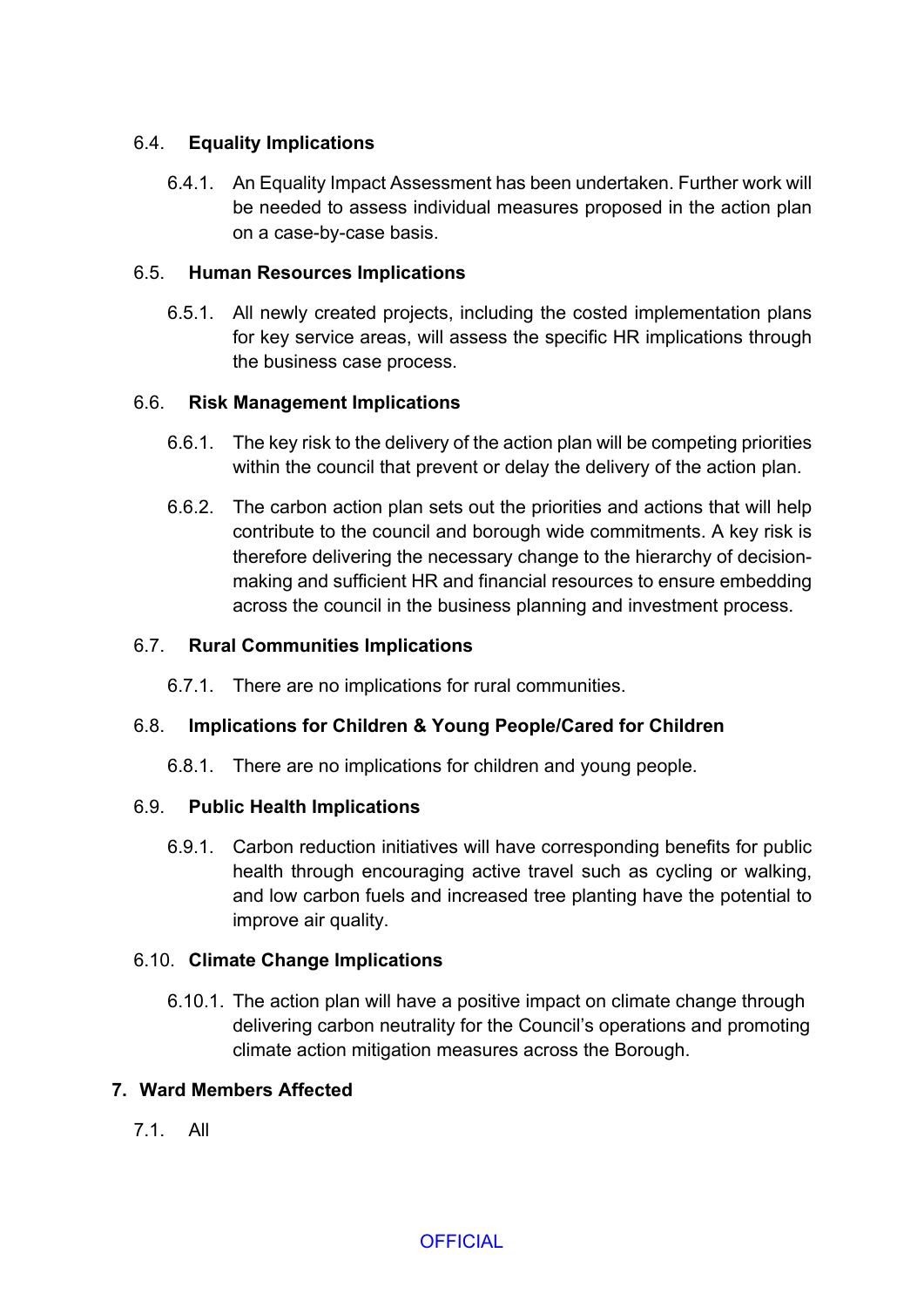### 6.4. Equality Implications

6.4.1. An Equality Impact Assessment has been undertaken. Further work will be needed to assess individual measures proposed in the action plan on a case-by-case basis.

### 6.5. Human Resources Implications

6.5.1. All newly created projects, including the costed implementation plans for key service areas, will assess the specific HR implications through the business case process.

### 6.6. Risk Management Implications

6.6.1. The key risk to the delivery of the action plan will be competing priorities within the council that prevent or delay the delivery of the action plan.

6.6.2. The carbon action plan sets out the priorities and actions that will help contribute to the council and borough wide commitments. A key risk is therefore delivering the necessary change to the hierarchy of decision-making and sufficient HR and financial resources to ensure embedding across the council in the business planning and investment process.

### 6.7. Rural Communities Implications

6.7.1. There are no implications for rural communities.

### 6.8. Implications for Children & Young People/Cared for Children

6.8.1. There are no implications for children and young people.

### 6.9. Public Health Implications

6.9.1. Carbon reduction initiatives will have corresponding benefits for public health through encouraging active travel such as cycling or walking, and low carbon fuels and increased tree planting have the potential to improve air quality.

### 6.10. Climate Change Implications

6.10.1. The action plan will have a positive impact on climate change through delivering carbon neutrality for the Council's operations and promoting climate action mitigation measures across the Borough.

## 7. Ward Members Affected

7.1. All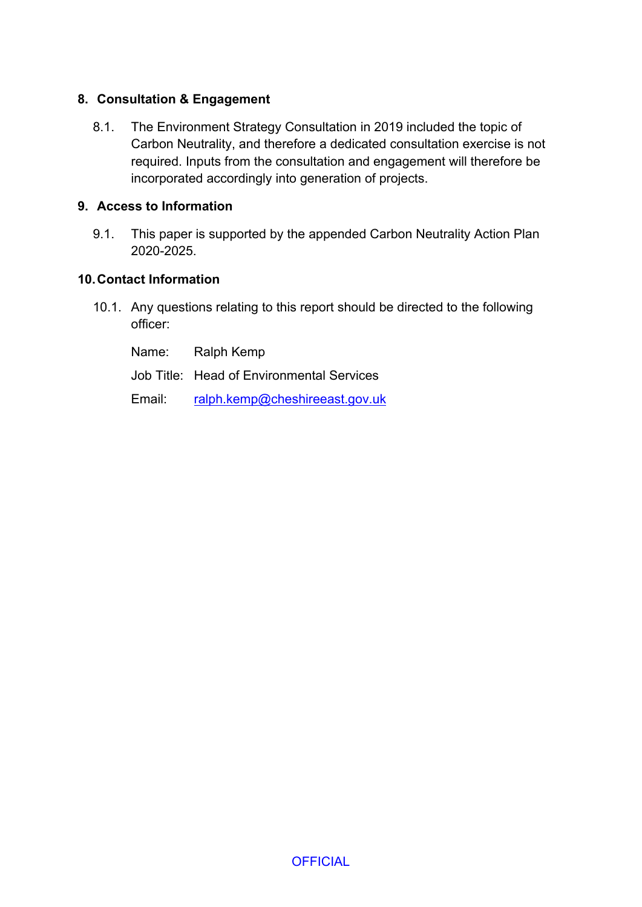## 8. Consultation & Engagement

8.1. The Environment Strategy Consultation in 2019 included the topic of Carbon Neutrality, and therefore a dedicated consultation exercise is not required. Inputs from the consultation and engagement will therefore be incorporated accordingly into generation of projects.

## 9. Access to Information

9.1. This paper is supported by the appended Carbon Neutrality Action Plan 2020-2025.

## 10. Contact Information

10.1. Any questions relating to this report should be directed to the following officer:

Name: Ralph Kemp

Job Title: Head of Environmental Services

Email: ralph.kemp@cheshireeast.gov.uk

OFFICIAL